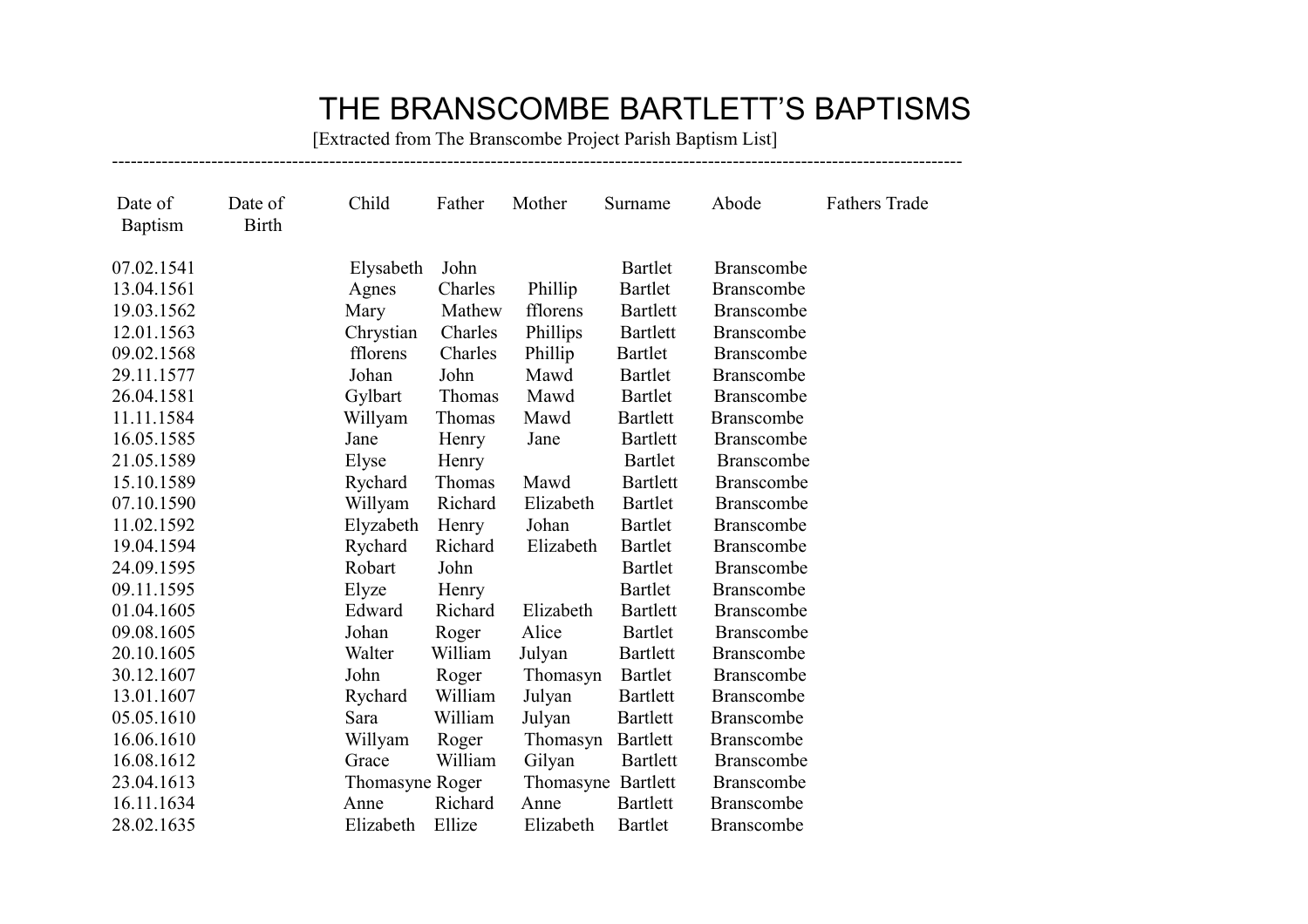# THE BRANSCOMBE BARTLETT'S BAPTISMS

[Extracted from The Branscombe Project Parish Baptism List]

---

| Date of Baptism | Date of Birth | Child | Father | Mother | Surname | Abode | Fathers Trade |
|---|---|---|---|---|---|---|---|
| 07.02.1541 | | Elysabeth | John | | Bartlet | Branscombe | |
| 13.04.1561 | | Agnes | Charles | Phillip | Bartlet | Branscombe | |
| 19.03.1562 | | Mary | Mathew | fflorens | Bartlett | Branscombe | |
| 12.01.1563 | | Chrystian | Charles | Phillips | Bartlett | Branscombe | |
| 09.02.1568 | | fflorens | Charles | Phillip | Bartlet | Branscombe | |
| 29.11.1577 | | Johan | John | Mawd | Bartlet | Branscombe | |
| 26.04.1581 | | Gylbart | Thomas | Mawd | Bartlet | Branscombe | |
| 11.11.1584 | | Willyam | Thomas | Mawd | Bartlett | Branscombe | |
| 16.05.1585 | | Jane | Henry | Jane | Bartlett | Branscombe | |
| 21.05.1589 | | Elyse | Henry | | Bartlet | Branscombe | |
| 15.10.1589 | | Rychard | Thomas | Mawd | Bartlett | Branscombe | |
| 07.10.1590 | | Willyam | Richard | Elizabeth | Bartlet | Branscombe | |
| 11.02.1592 | | Elyzabeth | Henry | Johan | Bartlet | Branscombe | |
| 19.04.1594 | | Rychard | Richard | Elizabeth | Bartlet | Branscombe | |
| 24.09.1595 | | Robart | John | | Bartlet | Branscombe | |
| 09.11.1595 | | Elyze | Henry | | Bartlet | Branscombe | |
| 01.04.1605 | | Edward | Richard | Elizabeth | Bartlett | Branscombe | |
| 09.08.1605 | | Johan | Roger | Alice | Bartlet | Branscombe | |
| 20.10.1605 | | Walter | William | Julyan | Bartlett | Branscombe | |
| 30.12.1607 | | John | Roger | Thomasyn | Bartlet | Branscombe | |
| 13.01.1607 | | Rychard | William | Julyan | Bartlett | Branscombe | |
| 05.05.1610 | | Sara | William | Julyan | Bartlett | Branscombe | |
| 16.06.1610 | | Willyam | Roger | Thomasyn | Bartlett | Branscombe | |
| 16.08.1612 | | Grace | William | Gilyan | Bartlett | Branscombe | |
| 23.04.1613 | | Thomasyne | Roger | Thomasyne | Bartlett | Branscombe | |
| 16.11.1634 | | Anne | Richard | Anne | Bartlett | Branscombe | |
| 28.02.1635 | | Elizabeth | Ellize | Elizabeth | Bartlet | Branscombe | |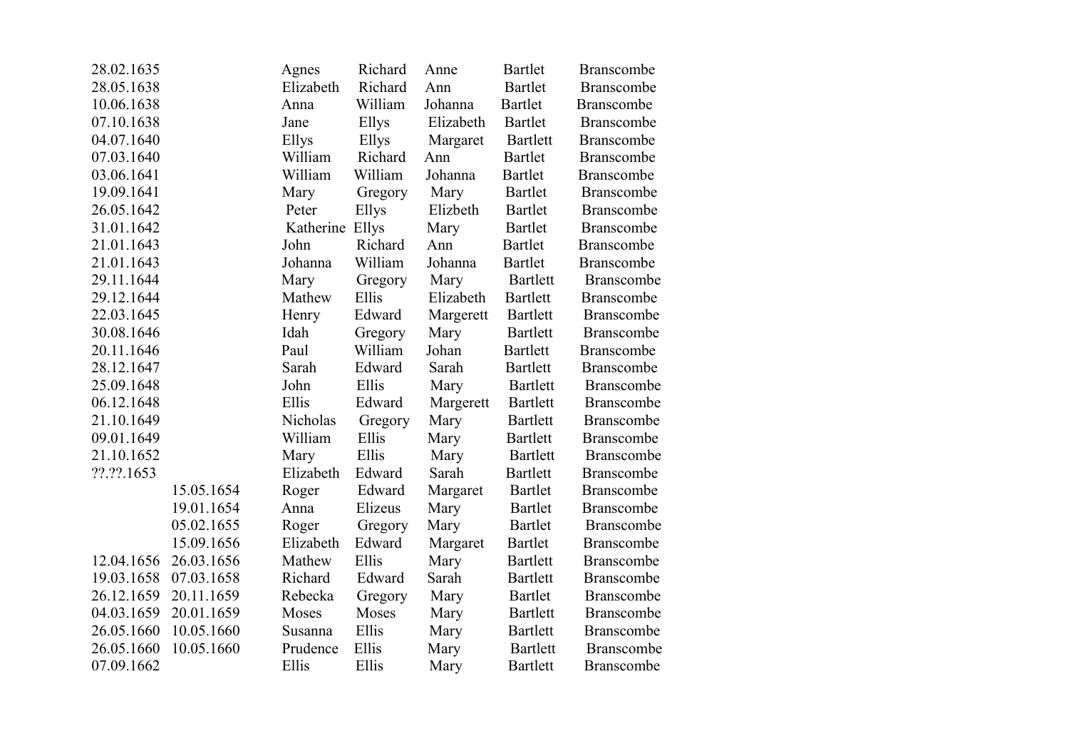| | | | | | | |
|---|---|---|---|---|---|---|
| 28.02.1635 | | Agnes | Richard | Anne | Bartlet | Branscombe |
| 28.05.1638 | | Elizabeth | Richard | Ann | Bartlet | Branscombe |
| 10.06.1638 | | Anna | William | Johanna | Bartlet | Branscombe |
| 07.10.1638 | | Jane | Ellys | Elizabeth | Bartlet | Branscombe |
| 04.07.1640 | | Ellys | Ellys | Margaret | Bartlett | Branscombe |
| 07.03.1640 | | William | Richard | Ann | Bartlet | Branscombe |
| 03.06.1641 | | William | William | Johanna | Bartlet | Branscombe |
| 19.09.1641 | | Mary | Gregory | Mary | Bartlet | Branscombe |
| 26.05.1642 | | Peter | Ellys | Elizbeth | Bartlet | Branscombe |
| 31.01.1642 | | Katherine | Ellys | Mary | Bartlet | Branscombe |
| 21.01.1643 | | John | Richard | Ann | Bartlet | Branscombe |
| 21.01.1643 | | Johanna | William | Johanna | Bartlet | Branscombe |
| 29.11.1644 | | Mary | Gregory | Mary | Bartlett | Branscombe |
| 29.12.1644 | | Mathew | Ellis | Elizabeth | Bartlett | Branscombe |
| 22.03.1645 | | Henry | Edward | Margerett | Bartlett | Branscombe |
| 30.08.1646 | | Idah | Gregory | Mary | Bartlett | Branscombe |
| 20.11.1646 | | Paul | William | Johan | Bartlett | Branscombe |
| 28.12.1647 | | Sarah | Edward | Sarah | Bartlett | Branscombe |
| 25.09.1648 | | John | Ellis | Mary | Bartlett | Branscombe |
| 06.12.1648 | | Ellis | Edward | Margerett | Bartlett | Branscombe |
| 21.10.1649 | | Nicholas | Gregory | Mary | Bartlett | Branscombe |
| 09.01.1649 | | William | Ellis | Mary | Bartlett | Branscombe |
| 21.10.1652 | | Mary | Ellis | Mary | Bartlett | Branscombe |
| ??.??.1653 | | Elizabeth | Edward | Sarah | Bartlett | Branscombe |
| | 15.05.1654 | Roger | Edward | Margaret | Bartlet | Branscombe |
| | 19.01.1654 | Anna | Elizeus | Mary | Bartlet | Branscombe |
| | 05.02.1655 | Roger | Gregory | Mary | Bartlet | Branscombe |
| | 15.09.1656 | Elizabeth | Edward | Margaret | Bartlet | Branscombe |
| 12.04.1656 | 26.03.1656 | Mathew | Ellis | Mary | Bartlett | Branscombe |
| 19.03.1658 | 07.03.1658 | Richard | Edward | Sarah | Bartlett | Branscombe |
| 26.12.1659 | 20.11.1659 | Rebecka | Gregory | Mary | Bartlet | Branscombe |
| 04.03.1659 | 20.01.1659 | Moses | Moses | Mary | Bartlett | Branscombe |
| 26.05.1660 | 10.05.1660 | Susanna | Ellis | Mary | Bartlett | Branscombe |
| 26.05.1660 | 10.05.1660 | Prudence | Ellis | Mary | Bartlett | Branscombe |
| 07.09.1662 | | Ellis | Ellis | Mary | Bartlett | Branscombe |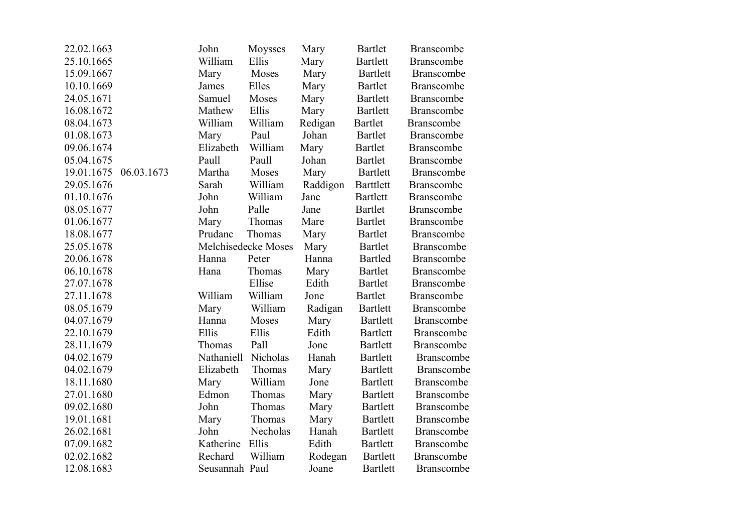| | | | | | | |
|---|---|---|---|---|---|---|
| 22.02.1663 | | John | Moysses | Mary | Bartlet | Branscombe |
| 25.10.1665 | | William | Ellis | Mary | Bartlett | Branscombe |
| 15.09.1667 | | Mary | Moses | Mary | Bartlett | Branscombe |
| 10.10.1669 | | James | Elles | Mary | Bartlet | Branscombe |
| 24.05.1671 | | Samuel | Moses | Mary | Bartlett | Branscombe |
| 16.08.1672 | | Mathew | Ellis | Mary | Bartlett | Branscombe |
| 08.04.1673 | | William | William | Redigan | Bartlet | Branscombe |
| 01.08.1673 | | Mary | Paul | Johan | Bartlet | Branscombe |
| 09.06.1674 | | Elizabeth | William | Mary | Bartlet | Branscombe |
| 05.04.1675 | | Paull | Paull | Johan | Bartlet | Branscombe |
| 19.01.1675 | 06.03.1673 | Martha | Moses | Mary | Bartlett | Branscombe |
| 29.05.1676 | | Sarah | William | Raddigon | Barttlett | Branscombe |
| 01.10.1676 | | John | William | Jane | Bartlett | Branscombe |
| 08.05.1677 | | John | Palle | Jane | Bartlet | Branscombe |
| 01.06.1677 | | Mary | Thomas | Mare | Bartlet | Branscombe |
| 18.08.1677 | | Prudanc | Thomas | Mary | Bartlet | Branscombe |
| 25.05.1678 | | Melchisedecke | Moses | Mary | Bartlet | Branscombe |
| 20.06.1678 | | Hanna | Peter | Hanna | Bartled | Branscombe |
| 06.10.1678 | | Hana | Thomas | Mary | Bartlet | Branscombe |
| 27.07.1678 | | | Ellise | Edith | Bartlet | Branscombe |
| 27.11.1678 | | William | William | Jone | Bartlet | Branscombe |
| 08.05.1679 | | Mary | William | Radigan | Bartlett | Branscombe |
| 04.07.1679 | | Hanna | Moses | Mary | Bartlett | Branscombe |
| 22.10.1679 | | Ellis | Ellis | Edith | Bartlett | Branscombe |
| 28.11.1679 | | Thomas | Pall | Jone | Bartlett | Branscombe |
| 04.02.1679 | | Nathaniell | Nicholas | Hanah | Bartlett | Branscombe |
| 04.02.1679 | | Elizabeth | Thomas | Mary | Bartlett | Branscombe |
| 18.11.1680 | | Mary | William | Jone | Bartlett | Branscombe |
| 27.01.1680 | | Edmon | Thomas | Mary | Bartlett | Branscombe |
| 09.02.1680 | | John | Thomas | Mary | Bartlett | Branscombe |
| 19.01.1681 | | Mary | Thomas | Mary | Bartlett | Branscombe |
| 26.02.1681 | | John | Necholas | Hanah | Bartlett | Branscombe |
| 07.09.1682 | | Katherine | Ellis | Edith | Bartlett | Branscombe |
| 02.02.1682 | | Rechard | William | Rodegan | Bartlett | Branscombe |
| 12.08.1683 | | Seusannah | Paul | Joane | Bartlett | Branscombe |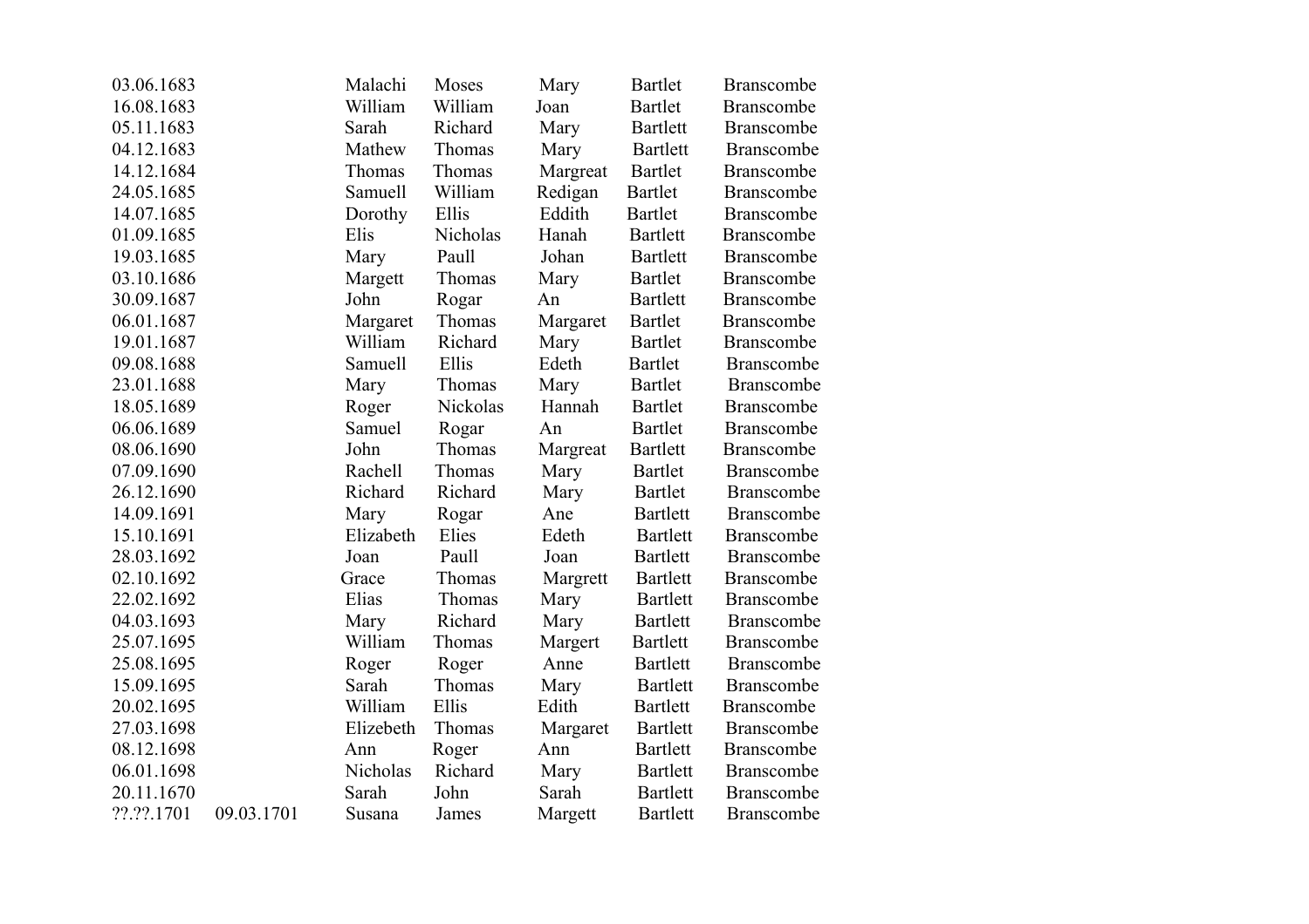| | | | | | | |
|---|---|---|---|---|---|---|
| 03.06.1683 | | Malachi | Moses | Mary | Bartlet | Branscombe |
| 16.08.1683 | | William | William | Joan | Bartlet | Branscombe |
| 05.11.1683 | | Sarah | Richard | Mary | Bartlett | Branscombe |
| 04.12.1683 | | Mathew | Thomas | Mary | Bartlett | Branscombe |
| 14.12.1684 | | Thomas | Thomas | Margreat | Bartlet | Branscombe |
| 24.05.1685 | | Samuell | William | Redigan | Bartlet | Branscombe |
| 14.07.1685 | | Dorothy | Ellis | Eddith | Bartlet | Branscombe |
| 01.09.1685 | | Elis | Nicholas | Hanah | Bartlett | Branscombe |
| 19.03.1685 | | Mary | Paull | Johan | Bartlett | Branscombe |
| 03.10.1686 | | Margett | Thomas | Mary | Bartlet | Branscombe |
| 30.09.1687 | | John | Rogar | An | Bartlett | Branscombe |
| 06.01.1687 | | Margaret | Thomas | Margaret | Bartlet | Branscombe |
| 19.01.1687 | | William | Richard | Mary | Bartlet | Branscombe |
| 09.08.1688 | | Samuell | Ellis | Edeth | Bartlet | Branscombe |
| 23.01.1688 | | Mary | Thomas | Mary | Bartlet | Branscombe |
| 18.05.1689 | | Roger | Nickolas | Hannah | Bartlet | Branscombe |
| 06.06.1689 | | Samuel | Rogar | An | Bartlet | Branscombe |
| 08.06.1690 | | John | Thomas | Margreat | Bartlett | Branscombe |
| 07.09.1690 | | Rachell | Thomas | Mary | Bartlet | Branscombe |
| 26.12.1690 | | Richard | Richard | Mary | Bartlet | Branscombe |
| 14.09.1691 | | Mary | Rogar | Ane | Bartlett | Branscombe |
| 15.10.1691 | | Elizabeth | Elies | Edeth | Bartlett | Branscombe |
| 28.03.1692 | | Joan | Paull | Joan | Bartlett | Branscombe |
| 02.10.1692 | | Grace | Thomas | Margrett | Bartlett | Branscombe |
| 22.02.1692 | | Elias | Thomas | Mary | Bartlett | Branscombe |
| 04.03.1693 | | Mary | Richard | Mary | Bartlett | Branscombe |
| 25.07.1695 | | William | Thomas | Margert | Bartlett | Branscombe |
| 25.08.1695 | | Roger | Roger | Anne | Bartlett | Branscombe |
| 15.09.1695 | | Sarah | Thomas | Mary | Bartlett | Branscombe |
| 20.02.1695 | | William | Ellis | Edith | Bartlett | Branscombe |
| 27.03.1698 | | Elizebeth | Thomas | Margaret | Bartlett | Branscombe |
| 08.12.1698 | | Ann | Roger | Ann | Bartlett | Branscombe |
| 06.01.1698 | | Nicholas | Richard | Mary | Bartlett | Branscombe |
| 20.11.1670 | | Sarah | John | Sarah | Bartlett | Branscombe |
| ??.??.1701 | 09.03.1701 | Susana | James | Margett | Bartlett | Branscombe |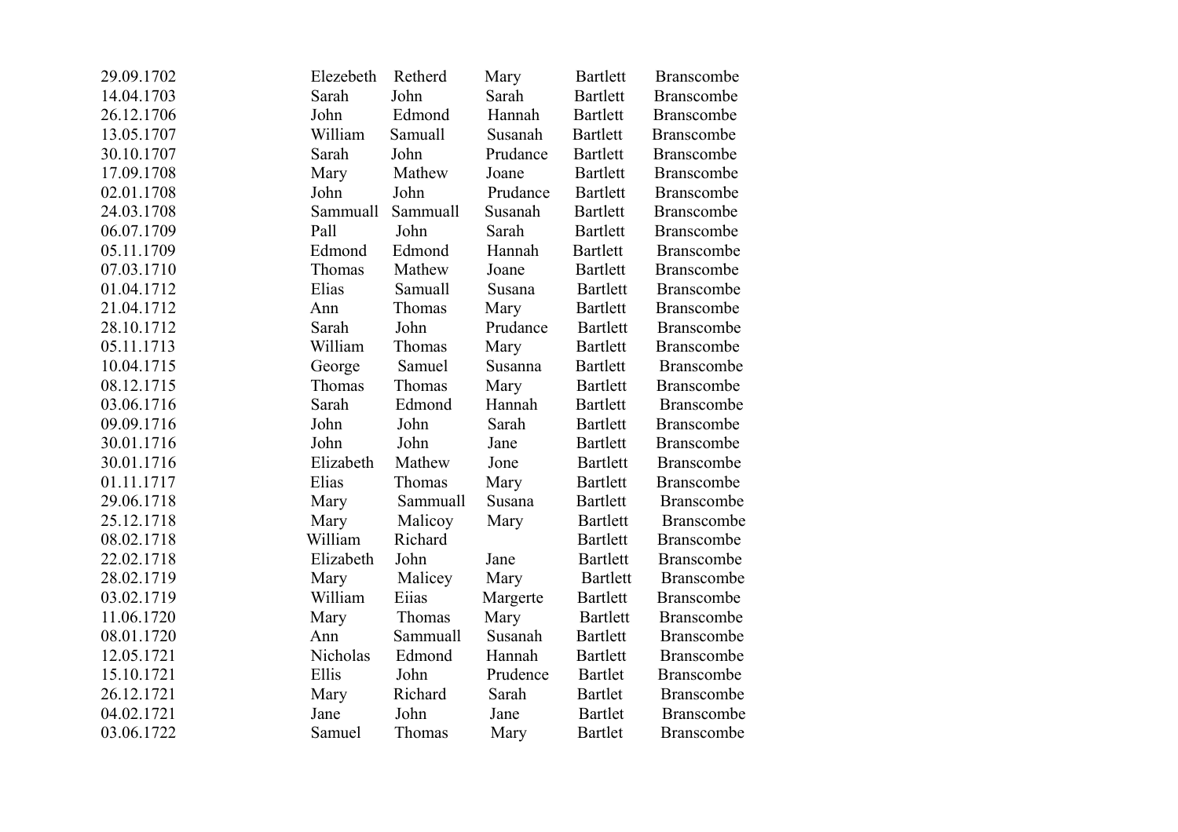| | | | | | |
|---|---|---|---|---|---|
| 29.09.1702 | Elezebeth | Retherd | Mary | Bartlett | Branscombe |
| 14.04.1703 | Sarah | John | Sarah | Bartlett | Branscombe |
| 26.12.1706 | John | Edmond | Hannah | Bartlett | Branscombe |
| 13.05.1707 | William | Samuall | Susanah | Bartlett | Branscombe |
| 30.10.1707 | Sarah | John | Prudance | Bartlett | Branscombe |
| 17.09.1708 | Mary | Mathew | Joane | Bartlett | Branscombe |
| 02.01.1708 | John | John | Prudance | Bartlett | Branscombe |
| 24.03.1708 | Sammuall | Sammuall | Susanah | Bartlett | Branscombe |
| 06.07.1709 | Pall | John | Sarah | Bartlett | Branscombe |
| 05.11.1709 | Edmond | Edmond | Hannah | Bartlett | Branscombe |
| 07.03.1710 | Thomas | Mathew | Joane | Bartlett | Branscombe |
| 01.04.1712 | Elias | Samuall | Susana | Bartlett | Branscombe |
| 21.04.1712 | Ann | Thomas | Mary | Bartlett | Branscombe |
| 28.10.1712 | Sarah | John | Prudance | Bartlett | Branscombe |
| 05.11.1713 | William | Thomas | Mary | Bartlett | Branscombe |
| 10.04.1715 | George | Samuel | Susanna | Bartlett | Branscombe |
| 08.12.1715 | Thomas | Thomas | Mary | Bartlett | Branscombe |
| 03.06.1716 | Sarah | Edmond | Hannah | Bartlett | Branscombe |
| 09.09.1716 | John | John | Sarah | Bartlett | Branscombe |
| 30.01.1716 | John | John | Jane | Bartlett | Branscombe |
| 30.01.1716 | Elizabeth | Mathew | Jone | Bartlett | Branscombe |
| 01.11.1717 | Elias | Thomas | Mary | Bartlett | Branscombe |
| 29.06.1718 | Mary | Sammuall | Susana | Bartlett | Branscombe |
| 25.12.1718 | Mary | Malicoy | Mary | Bartlett | Branscombe |
| 08.02.1718 | William | Richard | | Bartlett | Branscombe |
| 22.02.1718 | Elizabeth | John | Jane | Bartlett | Branscombe |
| 28.02.1719 | Mary | Malicey | Mary | Bartlett | Branscombe |
| 03.02.1719 | William | Eiias | Margerte | Bartlett | Branscombe |
| 11.06.1720 | Mary | Thomas | Mary | Bartlett | Branscombe |
| 08.01.1720 | Ann | Sammuall | Susanah | Bartlett | Branscombe |
| 12.05.1721 | Nicholas | Edmond | Hannah | Bartlett | Branscombe |
| 15.10.1721 | Ellis | John | Prudence | Bartlet | Branscombe |
| 26.12.1721 | Mary | Richard | Sarah | Bartlet | Branscombe |
| 04.02.1721 | Jane | John | Jane | Bartlet | Branscombe |
| 03.06.1722 | Samuel | Thomas | Mary | Bartlet | Branscombe |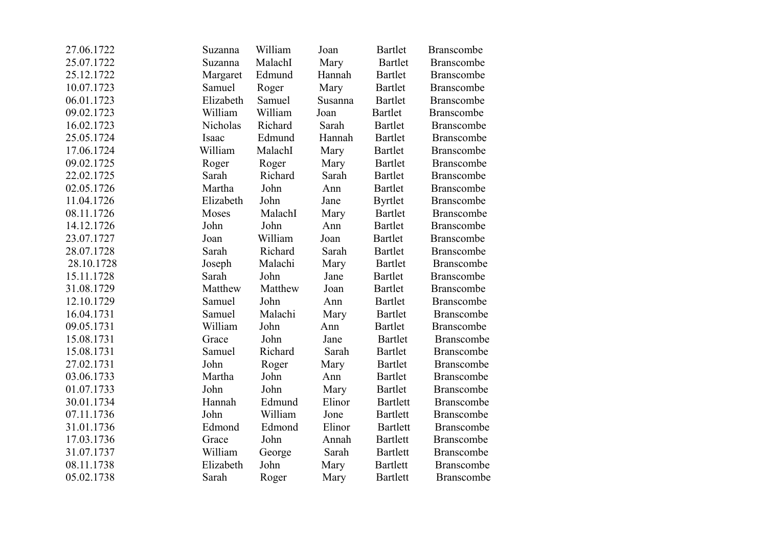| | | | | | |
|---|---|---|---|---|---|
| 27.06.1722 | Suzanna | William | Joan | Bartlet | Branscombe |
| 25.07.1722 | Suzanna | MalachI | Mary | Bartlet | Branscombe |
| 25.12.1722 | Margaret | Edmund | Hannah | Bartlet | Branscombe |
| 10.07.1723 | Samuel | Roger | Mary | Bartlet | Branscombe |
| 06.01.1723 | Elizabeth | Samuel | Susanna | Bartlet | Branscombe |
| 09.02.1723 | William | William | Joan | Bartlet | Branscombe |
| 16.02.1723 | Nicholas | Richard | Sarah | Bartlet | Branscombe |
| 25.05.1724 | Isaac | Edmund | Hannah | Bartlet | Branscombe |
| 17.06.1724 | William | MalachI | Mary | Bartlet | Branscombe |
| 09.02.1725 | Roger | Roger | Mary | Bartlet | Branscombe |
| 22.02.1725 | Sarah | Richard | Sarah | Bartlet | Branscombe |
| 02.05.1726 | Martha | John | Ann | Bartlet | Branscombe |
| 11.04.1726 | Elizabeth | John | Jane | Byrtlet | Branscombe |
| 08.11.1726 | Moses | MalachI | Mary | Bartlet | Branscombe |
| 14.12.1726 | John | John | Ann | Bartlet | Branscombe |
| 23.07.1727 | Joan | William | Joan | Bartlet | Branscombe |
| 28.07.1728 | Sarah | Richard | Sarah | Bartlet | Branscombe |
| 28.10.1728 | Joseph | Malachi | Mary | Bartlet | Branscombe |
| 15.11.1728 | Sarah | John | Jane | Bartlet | Branscombe |
| 31.08.1729 | Matthew | Matthew | Joan | Bartlet | Branscombe |
| 12.10.1729 | Samuel | John | Ann | Bartlet | Branscombe |
| 16.04.1731 | Samuel | Malachi | Mary | Bartlet | Branscombe |
| 09.05.1731 | William | John | Ann | Bartlet | Branscombe |
| 15.08.1731 | Grace | John | Jane | Bartlet | Branscombe |
| 15.08.1731 | Samuel | Richard | Sarah | Bartlet | Branscombe |
| 27.02.1731 | John | Roger | Mary | Bartlet | Branscombe |
| 03.06.1733 | Martha | John | Ann | Bartlet | Branscombe |
| 01.07.1733 | John | John | Mary | Bartlet | Branscombe |
| 30.01.1734 | Hannah | Edmund | Elinor | Bartlett | Branscombe |
| 07.11.1736 | John | William | Jone | Bartlett | Branscombe |
| 31.01.1736 | Edmond | Edmond | Elinor | Bartlett | Branscombe |
| 17.03.1736 | Grace | John | Annah | Bartlett | Branscombe |
| 31.07.1737 | William | George | Sarah | Bartlett | Branscombe |
| 08.11.1738 | Elizabeth | John | Mary | Bartlett | Branscombe |
| 05.02.1738 | Sarah | Roger | Mary | Bartlett | Branscombe |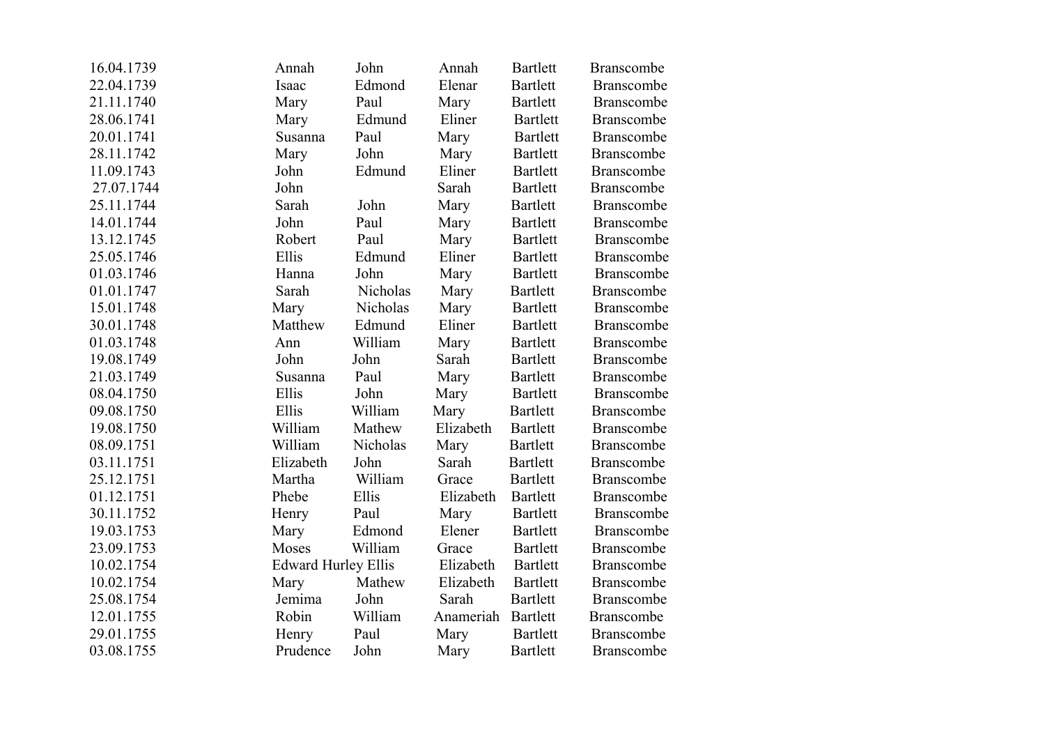| | | | | | |
|---|---|---|---|---|---|
| 16.04.1739 | Annah | John | Annah | Bartlett | Branscombe |
| 22.04.1739 | Isaac | Edmond | Elenar | Bartlett | Branscombe |
| 21.11.1740 | Mary | Paul | Mary | Bartlett | Branscombe |
| 28.06.1741 | Mary | Edmund | Eliner | Bartlett | Branscombe |
| 20.01.1741 | Susanna | Paul | Mary | Bartlett | Branscombe |
| 28.11.1742 | Mary | John | Mary | Bartlett | Branscombe |
| 11.09.1743 | John | Edmund | Eliner | Bartlett | Branscombe |
| 27.07.1744 | John | | Sarah | Bartlett | Branscombe |
| 25.11.1744 | Sarah | John | Mary | Bartlett | Branscombe |
| 14.01.1744 | John | Paul | Mary | Bartlett | Branscombe |
| 13.12.1745 | Robert | Paul | Mary | Bartlett | Branscombe |
| 25.05.1746 | Ellis | Edmund | Eliner | Bartlett | Branscombe |
| 01.03.1746 | Hanna | John | Mary | Bartlett | Branscombe |
| 01.01.1747 | Sarah | Nicholas | Mary | Bartlett | Branscombe |
| 15.01.1748 | Mary | Nicholas | Mary | Bartlett | Branscombe |
| 30.01.1748 | Matthew | Edmund | Eliner | Bartlett | Branscombe |
| 01.03.1748 | Ann | William | Mary | Bartlett | Branscombe |
| 19.08.1749 | John | John | Sarah | Bartlett | Branscombe |
| 21.03.1749 | Susanna | Paul | Mary | Bartlett | Branscombe |
| 08.04.1750 | Ellis | John | Mary | Bartlett | Branscombe |
| 09.08.1750 | Ellis | William | Mary | Bartlett | Branscombe |
| 19.08.1750 | William | Mathew | Elizabeth | Bartlett | Branscombe |
| 08.09.1751 | William | Nicholas | Mary | Bartlett | Branscombe |
| 03.11.1751 | Elizabeth | John | Sarah | Bartlett | Branscombe |
| 25.12.1751 | Martha | William | Grace | Bartlett | Branscombe |
| 01.12.1751 | Phebe | Ellis | Elizabeth | Bartlett | Branscombe |
| 30.11.1752 | Henry | Paul | Mary | Bartlett | Branscombe |
| 19.03.1753 | Mary | Edmond | Elener | Bartlett | Branscombe |
| 23.09.1753 | Moses | William | Grace | Bartlett | Branscombe |
| 10.02.1754 | Edward Hurley | Ellis | Elizabeth | Bartlett | Branscombe |
| 10.02.1754 | Mary | Mathew | Elizabeth | Bartlett | Branscombe |
| 25.08.1754 | Jemima | John | Sarah | Bartlett | Branscombe |
| 12.01.1755 | Robin | William | Anameriah | Bartlett | Branscombe |
| 29.01.1755 | Henry | Paul | Mary | Bartlett | Branscombe |
| 03.08.1755 | Prudence | John | Mary | Bartlett | Branscombe |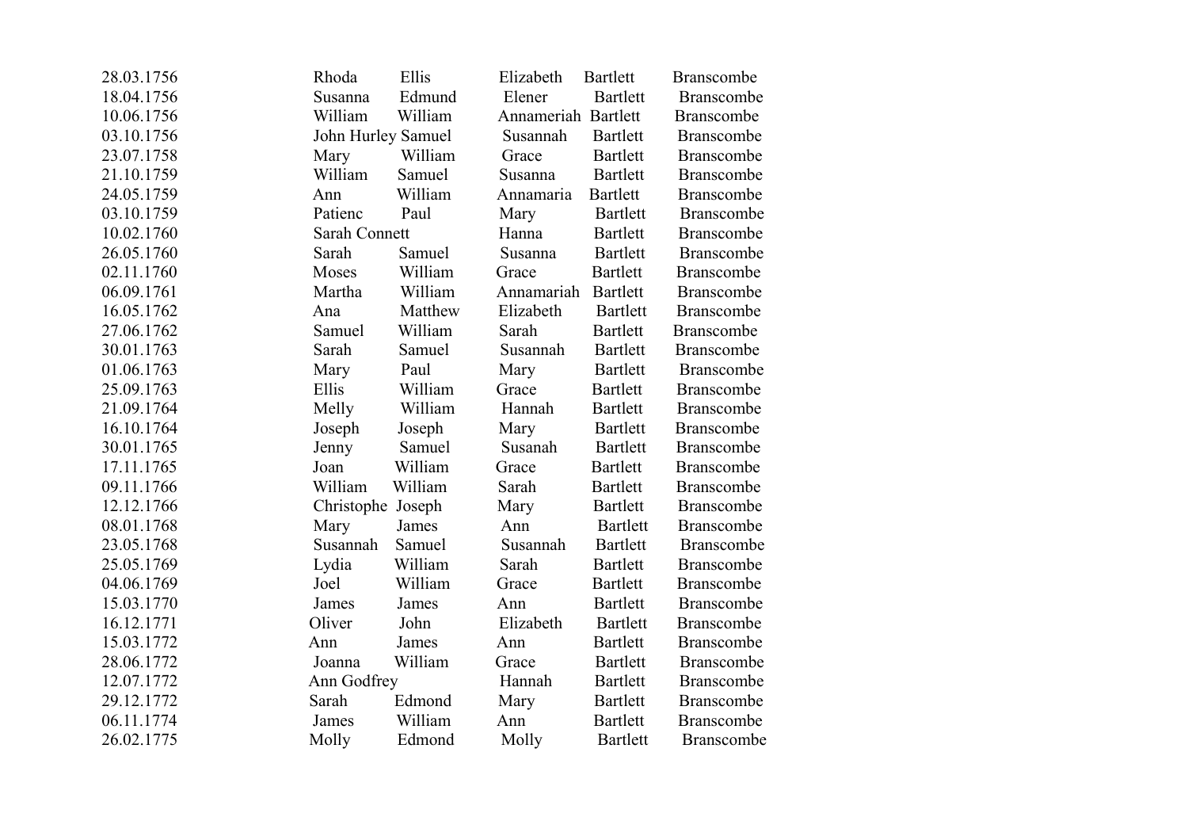| | | | | | |
|---|---|---|---|---|---|
| 28.03.1756 | Rhoda | Ellis | Elizabeth | Bartlett | Branscombe |
| 18.04.1756 | Susanna | Edmund | Elener | Bartlett | Branscombe |
| 10.06.1756 | William | William | Annameriah | Bartlett | Branscombe |
| 03.10.1756 | John Hurley | Samuel | Susannah | Bartlett | Branscombe |
| 23.07.1758 | Mary | William | Grace | Bartlett | Branscombe |
| 21.10.1759 | William | Samuel | Susanna | Bartlett | Branscombe |
| 24.05.1759 | Ann | William | Annamaria | Bartlett | Branscombe |
| 03.10.1759 | Patienc | Paul | Mary | Bartlett | Branscombe |
| 10.02.1760 | Sarah Connett | | Hanna | Bartlett | Branscombe |
| 26.05.1760 | Sarah | Samuel | Susanna | Bartlett | Branscombe |
| 02.11.1760 | Moses | William | Grace | Bartlett | Branscombe |
| 06.09.1761 | Martha | William | Annamariah | Bartlett | Branscombe |
| 16.05.1762 | Ana | Matthew | Elizabeth | Bartlett | Branscombe |
| 27.06.1762 | Samuel | William | Sarah | Bartlett | Branscombe |
| 30.01.1763 | Sarah | Samuel | Susannah | Bartlett | Branscombe |
| 01.06.1763 | Mary | Paul | Mary | Bartlett | Branscombe |
| 25.09.1763 | Ellis | William | Grace | Bartlett | Branscombe |
| 21.09.1764 | Melly | William | Hannah | Bartlett | Branscombe |
| 16.10.1764 | Joseph | Joseph | Mary | Bartlett | Branscombe |
| 30.01.1765 | Jenny | Samuel | Susanah | Bartlett | Branscombe |
| 17.11.1765 | Joan | William | Grace | Bartlett | Branscombe |
| 09.11.1766 | William | William | Sarah | Bartlett | Branscombe |
| 12.12.1766 | Christophe | Joseph | Mary | Bartlett | Branscombe |
| 08.01.1768 | Mary | James | Ann | Bartlett | Branscombe |
| 23.05.1768 | Susannah | Samuel | Susannah | Bartlett | Branscombe |
| 25.05.1769 | Lydia | William | Sarah | Bartlett | Branscombe |
| 04.06.1769 | Joel | William | Grace | Bartlett | Branscombe |
| 15.03.1770 | James | James | Ann | Bartlett | Branscombe |
| 16.12.1771 | Oliver | John | Elizabeth | Bartlett | Branscombe |
| 15.03.1772 | Ann | James | Ann | Bartlett | Branscombe |
| 28.06.1772 | Joanna | William | Grace | Bartlett | Branscombe |
| 12.07.1772 | Ann Godfrey | | Hannah | Bartlett | Branscombe |
| 29.12.1772 | Sarah | Edmond | Mary | Bartlett | Branscombe |
| 06.11.1774 | James | William | Ann | Bartlett | Branscombe |
| 26.02.1775 | Molly | Edmond | Molly | Bartlett | Branscombe |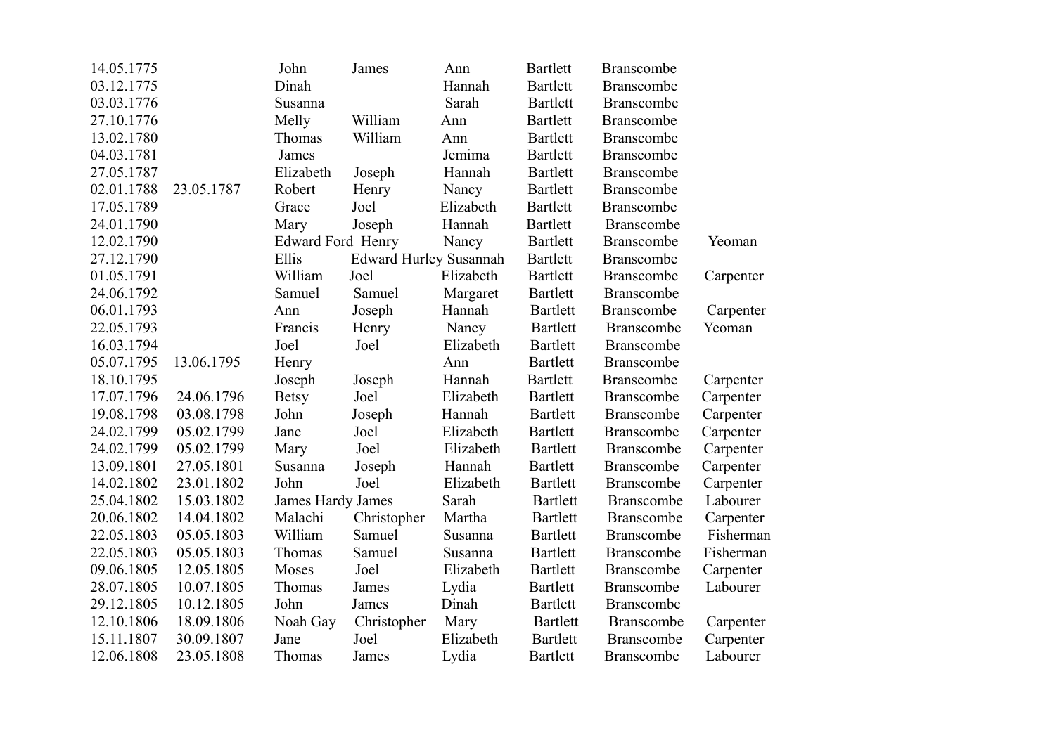| | | | | | | | |
|---|---|---|---|---|---|---|---|
| 14.05.1775 | | John | James | Ann | Bartlett | Branscombe | |
| 03.12.1775 | | Dinah | | Hannah | Bartlett | Branscombe | |
| 03.03.1776 | | Susanna | | Sarah | Bartlett | Branscombe | |
| 27.10.1776 | | Melly | William | Ann | Bartlett | Branscombe | |
| 13.02.1780 | | Thomas | William | Ann | Bartlett | Branscombe | |
| 04.03.1781 | | James | | Jemima | Bartlett | Branscombe | |
| 27.05.1787 | | Elizabeth | Joseph | Hannah | Bartlett | Branscombe | |
| 02.01.1788 | 23.05.1787 | Robert | Henry | Nancy | Bartlett | Branscombe | |
| 17.05.1789 | | Grace | Joel | Elizabeth | Bartlett | Branscombe | |
| 24.01.1790 | | Mary | Joseph | Hannah | Bartlett | Branscombe | |
| 12.02.1790 | | Edward Ford | Henry | Nancy | Bartlett | Branscombe | Yeoman |
| 27.12.1790 | | Ellis | Edward Hurley | Susannah | Bartlett | Branscombe | |
| 01.05.1791 | | William | Joel | Elizabeth | Bartlett | Branscombe | Carpenter |
| 24.06.1792 | | Samuel | Samuel | Margaret | Bartlett | Branscombe | |
| 06.01.1793 | | Ann | Joseph | Hannah | Bartlett | Branscombe | Carpenter |
| 22.05.1793 | | Francis | Henry | Nancy | Bartlett | Branscombe | Yeoman |
| 16.03.1794 | | Joel | Joel | Elizabeth | Bartlett | Branscombe | |
| 05.07.1795 | 13.06.1795 | Henry | | Ann | Bartlett | Branscombe | |
| 18.10.1795 | | Joseph | Joseph | Hannah | Bartlett | Branscombe | Carpenter |
| 17.07.1796 | 24.06.1796 | Betsy | Joel | Elizabeth | Bartlett | Branscombe | Carpenter |
| 19.08.1798 | 03.08.1798 | John | Joseph | Hannah | Bartlett | Branscombe | Carpenter |
| 24.02.1799 | 05.02.1799 | Jane | Joel | Elizabeth | Bartlett | Branscombe | Carpenter |
| 24.02.1799 | 05.02.1799 | Mary | Joel | Elizabeth | Bartlett | Branscombe | Carpenter |
| 13.09.1801 | 27.05.1801 | Susanna | Joseph | Hannah | Bartlett | Branscombe | Carpenter |
| 14.02.1802 | 23.01.1802 | John | Joel | Elizabeth | Bartlett | Branscombe | Carpenter |
| 25.04.1802 | 15.03.1802 | James Hardy | James | Sarah | Bartlett | Branscombe | Labourer |
| 20.06.1802 | 14.04.1802 | Malachi | Christopher | Martha | Bartlett | Branscombe | Carpenter |
| 22.05.1803 | 05.05.1803 | William | Samuel | Susanna | Bartlett | Branscombe | Fisherman |
| 22.05.1803 | 05.05.1803 | Thomas | Samuel | Susanna | Bartlett | Branscombe | Fisherman |
| 09.06.1805 | 12.05.1805 | Moses | Joel | Elizabeth | Bartlett | Branscombe | Carpenter |
| 28.07.1805 | 10.07.1805 | Thomas | James | Lydia | Bartlett | Branscombe | Labourer |
| 29.12.1805 | 10.12.1805 | John | James | Dinah | Bartlett | Branscombe | |
| 12.10.1806 | 18.09.1806 | Noah Gay | Christopher | Mary | Bartlett | Branscombe | Carpenter |
| 15.11.1807 | 30.09.1807 | Jane | Joel | Elizabeth | Bartlett | Branscombe | Carpenter |
| 12.06.1808 | 23.05.1808 | Thomas | James | Lydia | Bartlett | Branscombe | Labourer |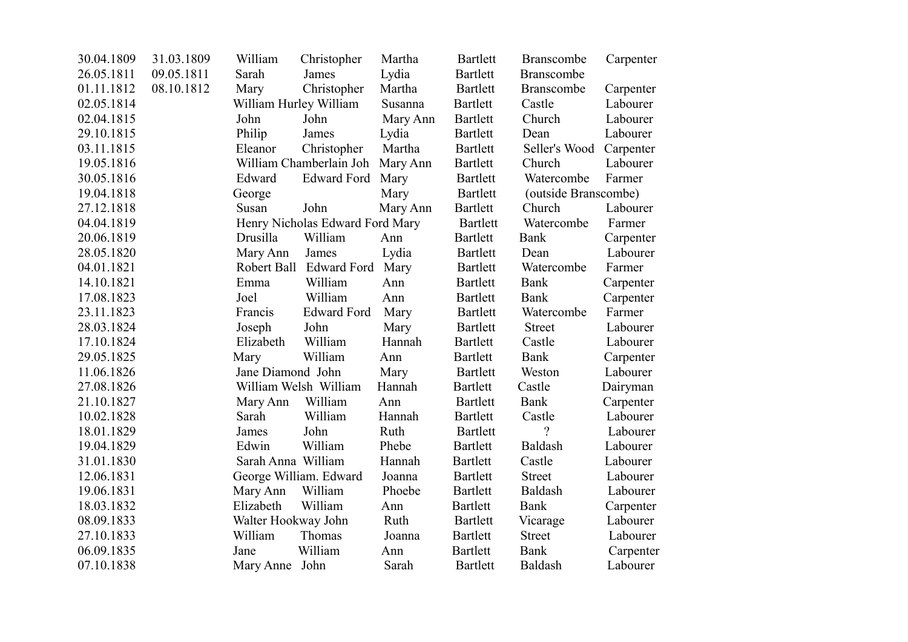| | | | | | | | |
|---|---|---|---|---|---|---|---|
| 30.04.1809 | 31.03.1809 | William | Christopher | Martha | Bartlett | Branscombe | Carpenter |
| 26.05.1811 | 09.05.1811 | Sarah | James | Lydia | Bartlett | Branscombe | |
| 01.11.1812 | 08.10.1812 | Mary | Christopher | Martha | Bartlett | Branscombe | Carpenter |
| 02.05.1814 | | William Hurley | William | Susanna | Bartlett | Castle | Labourer |
| 02.04.1815 | | John | John | Mary Ann | Bartlett | Church | Labourer |
| 29.10.1815 | | Philip | James | Lydia | Bartlett | Dean | Labourer |
| 03.11.1815 | | Eleanor | Christopher | Martha | Bartlett | Seller's Wood | Carpenter |
| 19.05.1816 | | William Chamberlain | Joh | Mary Ann | Bartlett | Church | Labourer |
| 30.05.1816 | | Edward | Edward Ford | Mary | Bartlett | Watercombe | Farmer |
| 19.04.1818 | | George | | Mary | Bartlett | (outside Branscombe) | |
| 27.12.1818 | | Susan | John | Mary Ann | Bartlett | Church | Labourer |
| 04.04.1819 | | Henry Nicholas | Edward Ford | Mary | Bartlett | Watercombe | Farmer |
| 20.06.1819 | | Drusilla | William | Ann | Bartlett | Bank | Carpenter |
| 28.05.1820 | | Mary Ann | James | Lydia | Bartlett | Dean | Labourer |
| 04.01.1821 | | Robert Ball | Edward Ford | Mary | Bartlett | Watercombe | Farmer |
| 14.10.1821 | | Emma | William | Ann | Bartlett | Bank | Carpenter |
| 17.08.1823 | | Joel | William | Ann | Bartlett | Bank | Carpenter |
| 23.11.1823 | | Francis | Edward Ford | Mary | Bartlett | Watercombe | Farmer |
| 28.03.1824 | | Joseph | John | Mary | Bartlett | Street | Labourer |
| 17.10.1824 | | Elizabeth | William | Hannah | Bartlett | Castle | Labourer |
| 29.05.1825 | | Mary | William | Ann | Bartlett | Bank | Carpenter |
| 11.06.1826 | | Jane Diamond | John | Mary | Bartlett | Weston | Labourer |
| 27.08.1826 | | William Welsh | William | Hannah | Bartlett | Castle | Dairyman |
| 21.10.1827 | | Mary Ann | William | Ann | Bartlett | Bank | Carpenter |
| 10.02.1828 | | Sarah | William | Hannah | Bartlett | Castle | Labourer |
| 18.01.1829 | | James | John | Ruth | Bartlett | ? | Labourer |
| 19.04.1829 | | Edwin | William | Phebe | Bartlett | Baldash | Labourer |
| 31.01.1830 | | Sarah Anna | William | Hannah | Bartlett | Castle | Labourer |
| 12.06.1831 | | George William. | Edward | Joanna | Bartlett | Street | Labourer |
| 19.06.1831 | | Mary Ann | William | Phoebe | Bartlett | Baldash | Labourer |
| 18.03.1832 | | Elizabeth | William | Ann | Bartlett | Bank | Carpenter |
| 08.09.1833 | | Walter Hookway | John | Ruth | Bartlett | Vicarage | Labourer |
| 27.10.1833 | | William | Thomas | Joanna | Bartlett | Street | Labourer |
| 06.09.1835 | | Jane | William | Ann | Bartlett | Bank | Carpenter |
| 07.10.1838 | | Mary Anne | John | Sarah | Bartlett | Baldash | Labourer |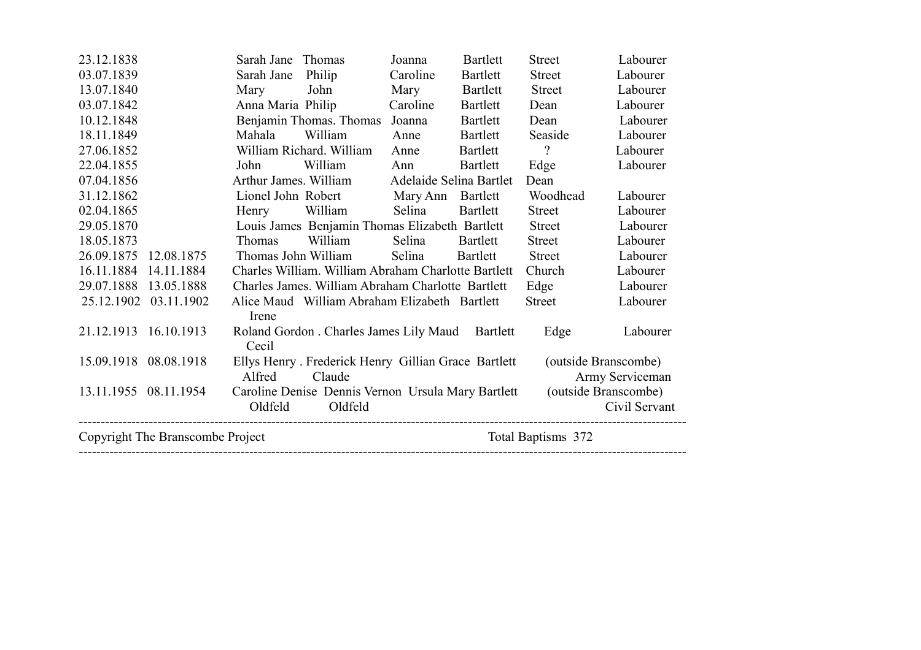| | | | | | | | | |
|---|---|---|---|---|---|---|---|---|
| 23.12.1838 | | Sarah Jane | Thomas | Joanna | Bartlett | Street | Labourer |
| 03.07.1839 | | Sarah Jane | Philip | Caroline | Bartlett | Street | Labourer |
| 13.07.1840 | | Mary | John | Mary | Bartlett | Street | Labourer |
| 03.07.1842 | | Anna Maria | Philip | Caroline | Bartlett | Dean | Labourer |
| 10.12.1848 | | Benjamin Thomas. | Thomas | Joanna | Bartlett | Dean | Labourer |
| 18.11.1849 | | Mahala | William | Anne | Bartlett | Seaside | Labourer |
| 27.06.1852 | | William Richard. | William | Anne | Bartlett | ? | Labourer |
| 22.04.1855 | | John | William | Ann | Bartlett | Edge | Labourer |
| 07.04.1856 | | Arthur James. | William | Adelaide Selina | Bartlet | Dean | |
| 31.12.1862 | | Lionel John | Robert | Mary Ann | Bartlett | Woodhead | Labourer |
| 02.04.1865 | | Henry | William | Selina | Bartlett | Street | Labourer |
| 29.05.1870 | | Louis James | Benjamin Thomas | Elizabeth | Bartlett | Street | Labourer |
| 18.05.1873 | | Thomas | William | Selina | Bartlett | Street | Labourer |
| 26.09.1875 | 12.08.1875 | Thomas John | William | Selina | Bartlett | Street | Labourer |
| 16.11.1884 | 14.11.1884 | Charles William. | William Abraham | Charlotte | Bartlett | Church | Labourer |
| 29.07.1888 | 13.05.1888 | Charles James. | William Abraham | Charlotte | Bartlett | Edge | Labourer |
| 25.12.1902 | 03.11.1902 | Alice Maud Irene | William Abraham | Elizabeth | Bartlett | Street | Labourer |
| 21.12.1913 | 16.10.1913 | Roland Gordon . Cecil | Charles James | Lily Maud | Bartlett | Edge | Labourer |
| 15.09.1918 | 08.08.1918 | Ellys Henry . Alfred | Frederick Henry Claude | Gillian Grace | Bartlett | (outside Branscombe) | Army Serviceman |
| 13.11.1955 | 08.11.1954 | Caroline Denise Oldfeld | Dennis Vernon Oldfeld | Ursula Mary | Bartlett | (outside Branscombe) | Civil Servant |

Copyright The Branscombe Project — Total Baptisms 372